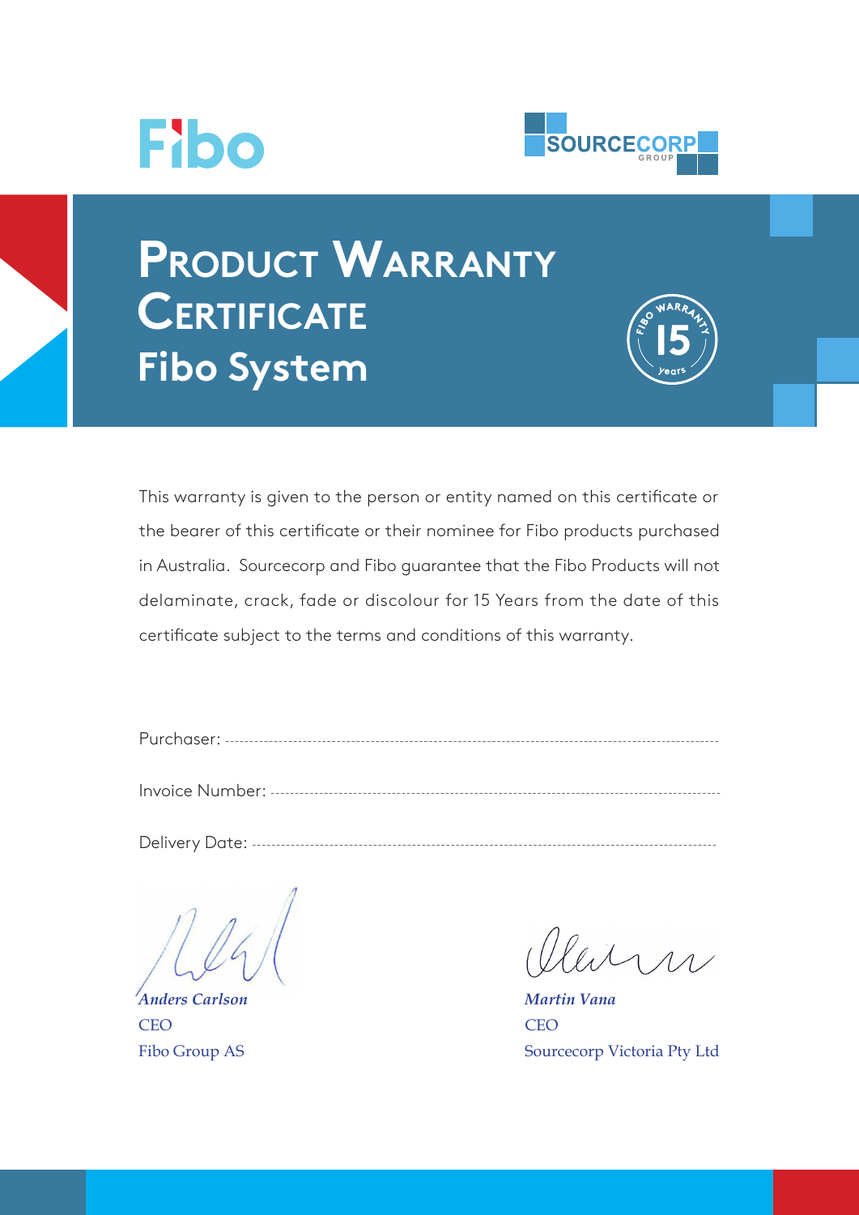Fibo

SOURCECORP GROUP

# Product Warranty Certificate
## Fibo System

FIBO WARRANTY 15 years

This warranty is given to the person or entity named on this certificate or the bearer of this certificate or their nominee for Fibo products purchased in Australia. Sourcecorp and Fibo guarantee that the Fibo Products will not delaminate, crack, fade or discolour for 15 Years from the date of this certificate subject to the terms and conditions of this warranty.

Purchaser: ---------------------------------------------------------------------------------------------------

Invoice Number: ---------------------------------------------------------------------------------------------

Delivery Date: ----------------------------------------------------------------------------------------------

*Anders Carlson*
CEO
Fibo Group AS

*Martin Vana*
CEO
Sourcecorp Victoria Pty Ltd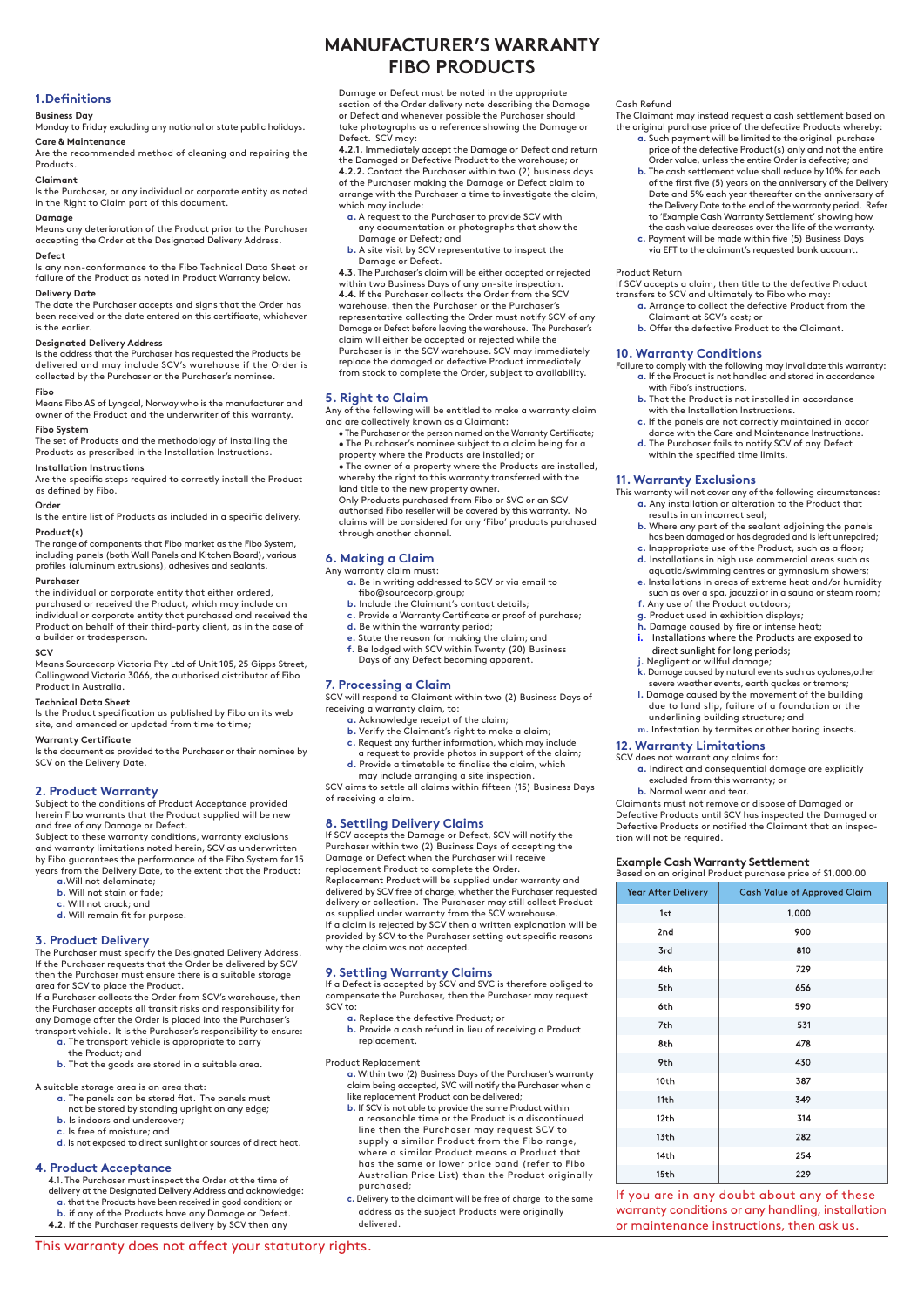# MANUFACTURER'S WARRANTY FIBO PRODUCTS

## 1. Definitions

**Business Day**

Monday to Friday excluding any national or state public holidays.

**Care & Maintenance**

Are the recommended method of cleaning and repairing the Products.

**Claimant**

Is the Purchaser, or any individual or corporate entity as noted in the Right to Claim part of this document.

**Damage**

Means any deterioration of the Product prior to the Purchaser accepting the Order at the Designated Delivery Address.

**Defect**

Is any non-conformance to the Fibo Technical Data Sheet or failure of the Product as noted in Product Warranty below.

**Delivery Date**

The date the Purchaser accepts and signs that the Order has been received or the date entered on this certificate, whichever is the earlier.

**Designated Delivery Address**

Is the address that the Purchaser has requested the Products be delivered and may include SCV's warehouse if the Order is collected by the Purchaser or the Purchaser's nominee.

**Fibo**

Means Fibo AS of Lyngdal, Norway who is the manufacturer and owner of the Product and the underwriter of this warranty.

**Fibo System**

The set of Products and the methodology of installing the Products as prescribed in the Installation Instructions.

**Installation Instructions**

Are the specific steps required to correctly install the Product as defined by Fibo.

**Order**

Is the entire list of Products as included in a specific delivery.

**Product(s)**

The range of components that Fibo market as the Fibo System, including panels (both Wall Panels and Kitchen Board), various profiles (aluminum extrusions), adhesives and sealants.

**Purchaser**

the individual or corporate entity that either ordered, purchased or received the Product, which may include an individual or corporate entity that purchased and received the Product on behalf of their third-party client, as in the case of a builder or tradesperson.

**SCV**

Means Sourcecorp Victoria Pty Ltd of Unit 105, 25 Gipps Street, Collingwood Victoria 3066, the authorised distributor of Fibo Product in Australia.

**Technical Data Sheet**

Is the Product specification as published by Fibo on its web site, and amended or updated from time to time;

**Warranty Certificate**

Is the document as provided to the Purchaser or their nominee by SCV on the Delivery Date.

## 2. Product Warranty

Subject to the conditions of Product Acceptance provided herein Fibo warrants that the Product supplied will be new and free of any Damage or Defect.

Subject to these warranty conditions, warranty exclusions and warranty limitations noted herein, SCV as underwritten by Fibo guarantees the performance of the Fibo System for 15 years from the Delivery Date, to the extent that the Product:

a. Will not delaminate;
b. Will not stain or fade;
c. Will not crack; and
d. Will remain fit for purpose.

## 3. Product Delivery

The Purchaser must specify the Designated Delivery Address. If the Purchaser requests that the Order be delivered by SCV then the Purchaser must ensure there is a suitable storage area for SCV to place the Product.

If a Purchaser collects the Order from SCV's warehouse, then the Purchaser accepts all transit risks and responsibility for any Damage after the Order is placed into the Purchaser's transport vehicle. It is the Purchaser's responsibility to ensure:

a. The transport vehicle is appropriate to carry the Product; and
b. That the goods are stored in a suitable area.

A suitable storage area is an area that:

a. The panels can be stored flat. The panels must not be stored by standing upright on any edge;
b. Is indoors and undercover;
c. Is free of moisture; and
d. Is not exposed to direct sunlight or sources of direct heat.

## 4. Product Acceptance

4.1. The Purchaser must inspect the Order at the time of delivery at the Designated Delivery Address and acknowledge:

a. that the Products have been received in good condition; or
b. if any of the Products have any Damage or Defect.

**4.2.** If the Purchaser requests delivery by SCV then any Damage or Defect must be noted in the appropriate section of the Order delivery note describing the Damage or Defect and whenever possible the Purchaser should take photographs as a reference showing the Damage or Defect. SCV may:

**4.2.1.** Immediately accept the Damage or Defect and return the Damaged or Defective Product to the warehouse; or

**4.2.2.** Contact the Purchaser within two (2) business days of the Purchaser making the Damage or Defect claim to arrange with the Purchaser a time to investigate the claim, which may include:

a. A request to the Purchaser to provide SCV with any documentation or photographs that show the Damage or Defect; and
b. A site visit by SCV representative to inspect the Damage or Defect.

**4.3.** The Purchaser's claim will be either accepted or rejected within two Business Days of any on-site inspection.

**4.4.** If the Purchaser collects the Order from the SCV warehouse, then the Purchaser or the Purchaser's representative collecting the Order must notify SCV of any Damage or Defect before leaving the warehouse. The Purchaser's claim will either be accepted or rejected while the Purchaser is in the SCV warehouse. SCV may immediately replace the damaged or defective Product immediately from stock to complete the Order, subject to availability.

## 5. Right to Claim

Any of the following will be entitled to make a warranty claim and are collectively known as a Claimant:

- The Purchaser or the person named on the Warranty Certificate;
- The Purchaser's nominee subject to a claim being for a property where the Products are installed; or
- The owner of a property where the Products are installed, whereby the right to this warranty transferred with the land title to the new property owner.

Only Products purchased from Fibo or SCV or an SCV authorised Fibo reseller will be covered by this warranty. No claims will be considered for any 'Fibo' products purchased through another channel.

## 6. Making a Claim

Any warranty claim must:

a. Be in writing addressed to SCV or via email to fibo@sourcecorp.group;
b. Include the Claimant's contact details;
c. Provide a Warranty Certificate or proof of purchase;
d. Be within the warranty period;
e. State the reason for making the claim; and
f. Be lodged with SCV within Twenty (20) Business Days of any Defect becoming apparent.

## 7. Processing a Claim

SCV will respond to Claimant within two (2) Business Days of receiving a warranty claim, to:

a. Acknowledge receipt of the claim;
b. Verify the Claimant's right to make a claim;
c. Request any further information, which may include a request to provide photos in support of the claim;
d. Provide a timetable to finalise the claim, which may include arranging a site inspection.

SCV aims to settle all claims within fifteen (15) Business Days of receiving a claim.

## 8. Settling Delivery Claims

If SCV accepts the Damage or Defect, SCV will notify the Purchaser within two (2) Business Days of accepting the Damage or Defect when the Purchaser will receive replacement Product to complete the Order.

Replacement Product will be supplied under warranty and delivered by SCV free of charge, whether the Purchaser requested delivery or collection. The Purchaser may still collect Product as supplied under warranty from the SCV warehouse.

If a claim is rejected by SCV then a written explanation will be provided by SCV to the Purchaser setting out specific reasons why the claim was not accepted.

## 9. Settling Warranty Claims

If a Defect is accepted by SCV and SVC is therefore obliged to compensate the Purchaser, then the Purchaser may request SCV to:

a. Replace the defective Product; or
b. Provide a cash refund in lieu of receiving a Product replacement.

Product Replacement

a. Within two (2) Business Days of the Purchaser's warranty claim being accepted, SVC will notify the Purchaser when a like replacement Product can be delivered;
b. If SCV is not able to provide the same Product within a reasonable time or the Product is a discontinued line then the Purchaser may request SCV to supply a similar Product from the Fibo range, where a similar Product means a Product that has the same or lower price band (refer to Fibo Australian Price List) than the Product originally purchased;
c. Delivery to the claimant will be free of charge to the same address as the subject Products were originally delivered.

Cash Refund

The Claimant may instead request a cash settlement based on the original purchase price of the defective Products whereby:

a. Such payment will be limited to the original purchase price of the defective Product(s) only and not the entire Order value, unless the entire Order is defective; and
b. The cash settlement value shall reduce by 10% for each of the first five (5) years on the anniversary of the Delivery Date and 5% each year thereafter on the anniversary of the Delivery Date to the end of the warranty period. Refer to 'Example Cash Warranty Settlement' showing how the cash value decreases over the life of the warranty.
c. Payment will be made within five (5) Business Days via EFT to the claimant's requested bank account.

Product Return

If SCV accepts a claim, then title to the defective Product transfers to SCV and ultimately to Fibo who may:

a. Arrange to collect the defective Product from the Claimant at SCV's cost; or
b. Offer the defective Product to the Claimant.

## 10. Warranty Conditions

Failure to comply with the following may invalidate this warranty:

a. If the Product is not handled and stored in accordance with Fibo's instructions.
b. That the Product is not installed in accordance with the Installation Instructions.
c. If the panels are not correctly maintained in accordance with the Care and Maintenance Instructions.
d. The Purchaser fails to notify SCV of any Defect within the specified time limits.

## 11. Warranty Exclusions

This warranty will not cover any of the following circumstances:

a. Any installation or alteration to the Product that results in an incorrect seal;
b. Where any part of the sealant adjoining the panels has been damaged or has degraded and is left unrepaired;
c. Inappropriate use of the Product, such as a floor;
d. Installations in high use commercial areas such as aquatic/swimming centres or gymnasium showers;
e. Installations in areas of extreme heat and/or humidity such as over a spa, jacuzzi or in a sauna or steam room;
f. Any use of the Product outdoors;
g. Product used in exhibition displays;
h. Damage caused by fire or intense heat;
i. Installations where the Products are exposed to direct sunlight for long periods;
j. Negligent or willful damage;
k. Damage caused by natural events such as cyclones, other severe weather events, earth quakes or tremors;
l. Damage caused by the movement of the building due to land slip, failure of a foundation or the underlining building structure; and
m. Infestation by termites or other boring insects.

## 12. Warranty Limitations

SCV does not warrant any claims for:

a. Indirect and consequential damage are explicitly excluded from this warranty; or
b. Normal wear and tear.

Claimants must not remove or dispose of Damaged or Defective Products until SCV has inspected the Damaged or Defective Products or notified the Claimant that an inspection will not be required.

### Example Cash Warranty Settlement

Based on an original Product purchase price of $1,000.00

| Year After Delivery | Cash Value of Approved Claim |
|---|---|
| 1st | 1,000 |
| 2nd | 900 |
| 3rd | 810 |
| 4th | 729 |
| 5th | 656 |
| 6th | 590 |
| 7th | 531 |
| 8th | 478 |
| 9th | 430 |
| 10th | 387 |
| 11th | 349 |
| 12th | 314 |
| 13th | 282 |
| 14th | 254 |
| 15th | 229 |

If you are in any doubt about any of these warranty conditions or any handling, installation or maintenance instructions, then ask us.

This warranty does not affect your statutory rights.